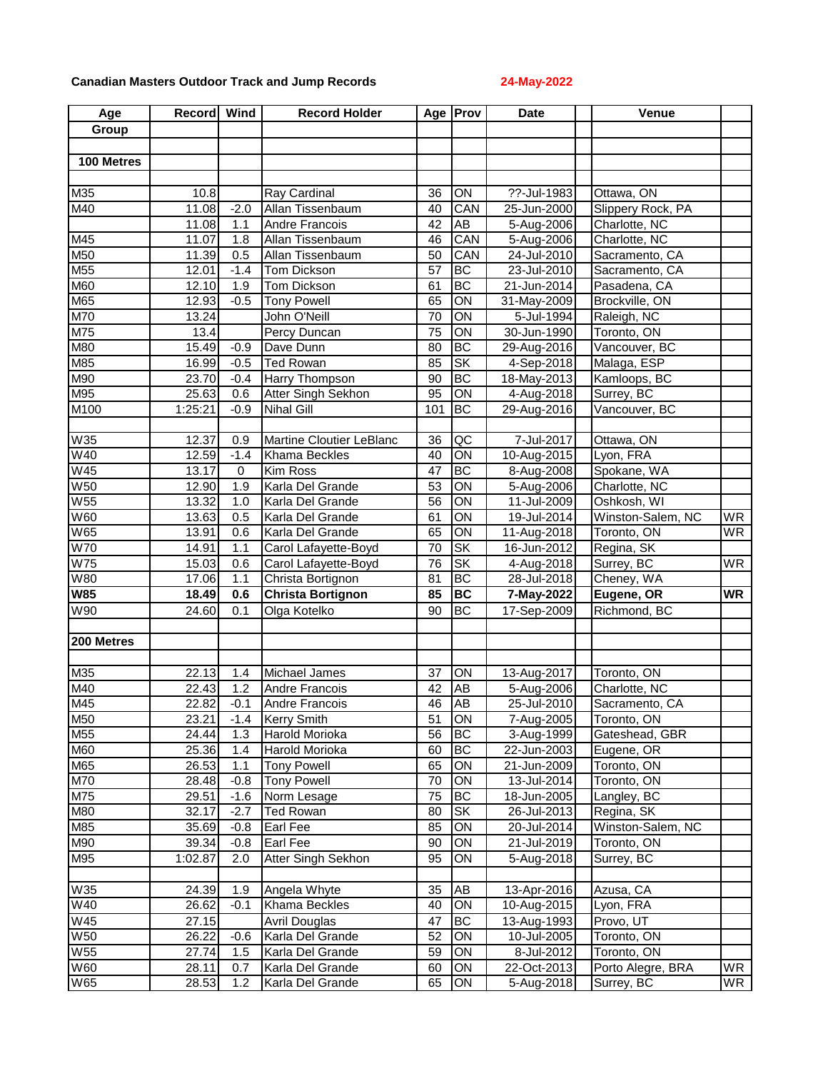**Canadian Masters Outdoor Track and Jump Records** 24-May-2022

| Age Group | Record | Wind | Record Holder | Age | Prov | Date | | Venue | |
|---|---|---|---|---|---|---|---|---|---|
| **100 Metres** | | | | | | | | | |
| M35 | 10.8 | | Ray Cardinal | 36 | ON | ??-Jul-1983 | | Ottawa, ON | |
| M40 | 11.08 | -2.0 | Allan Tissenbaum | 40 | CAN | 25-Jun-2000 | | Slippery Rock, PA | |
| | 11.08 | 1.1 | Andre Francois | 42 | AB | 5-Aug-2006 | | Charlotte, NC | |
| M45 | 11.07 | 1.8 | Allan Tissenbaum | 46 | CAN | 5-Aug-2006 | | Charlotte, NC | |
| M50 | 11.39 | 0.5 | Allan Tissenbaum | 50 | CAN | 24-Jul-2010 | | Sacramento, CA | |
| M55 | 12.01 | -1.4 | Tom Dickson | 57 | BC | 23-Jul-2010 | | Sacramento, CA | |
| M60 | 12.10 | 1.9 | Tom Dickson | 61 | BC | 21-Jun-2014 | | Pasadena, CA | |
| M65 | 12.93 | -0.5 | Tony Powell | 65 | ON | 31-May-2009 | | Brockville, ON | |
| M70 | 13.24 | | John O'Neill | 70 | ON | 5-Jul-1994 | | Raleigh, NC | |
| M75 | 13.4 | | Percy Duncan | 75 | ON | 30-Jun-1990 | | Toronto, ON | |
| M80 | 15.49 | -0.9 | Dave Dunn | 80 | BC | 29-Aug-2016 | | Vancouver, BC | |
| M85 | 16.99 | -0.5 | Ted Rowan | 85 | SK | 4-Sep-2018 | | Malaga, ESP | |
| M90 | 23.70 | -0.4 | Harry Thompson | 90 | BC | 18-May-2013 | | Kamloops, BC | |
| M95 | 25.63 | 0.6 | Atter Singh Sekhon | 95 | ON | 4-Aug-2018 | | Surrey, BC | |
| M100 | 1:25:21 | -0.9 | Nihal Gill | 101 | BC | 29-Aug-2016 | | Vancouver, BC | |
| | | | | | | | | | |
| W35 | 12.37 | 0.9 | Martine Cloutier LeBlanc | 36 | QC | 7-Jul-2017 | | Ottawa, ON | |
| W40 | 12.59 | -1.4 | Khama Beckles | 40 | ON | 10-Aug-2015 | | Lyon, FRA | |
| W45 | 13.17 | 0 | Kim Ross | 47 | BC | 8-Aug-2008 | | Spokane, WA | |
| W50 | 12.90 | 1.9 | Karla Del Grande | 53 | ON | 5-Aug-2006 | | Charlotte, NC | |
| W55 | 13.32 | 1.0 | Karla Del Grande | 56 | ON | 11-Jul-2009 | | Oshkosh, WI | |
| W60 | 13.63 | 0.5 | Karla Del Grande | 61 | ON | 19-Jul-2014 | | Winston-Salem, NC | WR |
| W65 | 13.91 | 0.6 | Karla Del Grande | 65 | ON | 11-Aug-2018 | | Toronto, ON | WR |
| W70 | 14.91 | 1.1 | Carol Lafayette-Boyd | 70 | SK | 16-Jun-2012 | | Regina, SK | |
| W75 | 15.03 | 0.6 | Carol Lafayette-Boyd | 76 | SK | 4-Aug-2018 | | Surrey, BC | WR |
| W80 | 17.06 | 1.1 | Christa Bortignon | 81 | BC | 28-Jul-2018 | | Cheney, WA | |
| **W85** | **18.49** | **0.6** | **Christa Bortignon** | **85** | **BC** | **7-May-2022** | | **Eugene, OR** | **WR** |
| W90 | 24.60 | 0.1 | Olga Kotelko | 90 | BC | 17-Sep-2009 | | Richmond, BC | |
| | | | | | | | | | |
| **200 Metres** | | | | | | | | | |
| M35 | 22.13 | 1.4 | Michael James | 37 | ON | 13-Aug-2017 | | Toronto, ON | |
| M40 | 22.43 | 1.2 | Andre Francois | 42 | AB | 5-Aug-2006 | | Charlotte, NC | |
| M45 | 22.82 | -0.1 | Andre Francois | 46 | AB | 25-Jul-2010 | | Sacramento, CA | |
| M50 | 23.21 | -1.4 | Kerry Smith | 51 | ON | 7-Aug-2005 | | Toronto, ON | |
| M55 | 24.44 | 1.3 | Harold Morioka | 56 | BC | 3-Aug-1999 | | Gateshead, GBR | |
| M60 | 25.36 | 1.4 | Harold Morioka | 60 | BC | 22-Jun-2003 | | Eugene, OR | |
| M65 | 26.53 | 1.1 | Tony Powell | 65 | ON | 21-Jun-2009 | | Toronto, ON | |
| M70 | 28.48 | -0.8 | Tony Powell | 70 | ON | 13-Jul-2014 | | Toronto, ON | |
| M75 | 29.51 | -1.6 | Norm Lesage | 75 | BC | 18-Jun-2005 | | Langley, BC | |
| M80 | 32.17 | -2.7 | Ted Rowan | 80 | SK | 26-Jul-2013 | | Regina, SK | |
| M85 | 35.69 | -0.8 | Earl Fee | 85 | ON | 20-Jul-2014 | | Winston-Salem, NC | |
| M90 | 39.34 | -0.8 | Earl Fee | 90 | ON | 21-Jul-2019 | | Toronto, ON | |
| M95 | 1:02.87 | 2.0 | Atter Singh Sekhon | 95 | ON | 5-Aug-2018 | | Surrey, BC | |
| | | | | | | | | | |
| W35 | 24.39 | 1.9 | Angela Whyte | 35 | AB | 13-Apr-2016 | | Azusa, CA | |
| W40 | 26.62 | -0.1 | Khama Beckles | 40 | ON | 10-Aug-2015 | | Lyon, FRA | |
| W45 | 27.15 | | Avril Douglas | 47 | BC | 13-Aug-1993 | | Provo, UT | |
| W50 | 26.22 | -0.6 | Karla Del Grande | 52 | ON | 10-Jul-2005 | | Toronto, ON | |
| W55 | 27.74 | 1.5 | Karla Del Grande | 59 | ON | 8-Jul-2012 | | Toronto, ON | |
| W60 | 28.11 | 0.7 | Karla Del Grande | 60 | ON | 22-Oct-2013 | | Porto Alegre, BRA | WR |
| W65 | 28.53 | 1.2 | Karla Del Grande | 65 | ON | 5-Aug-2018 | | Surrey, BC | WR |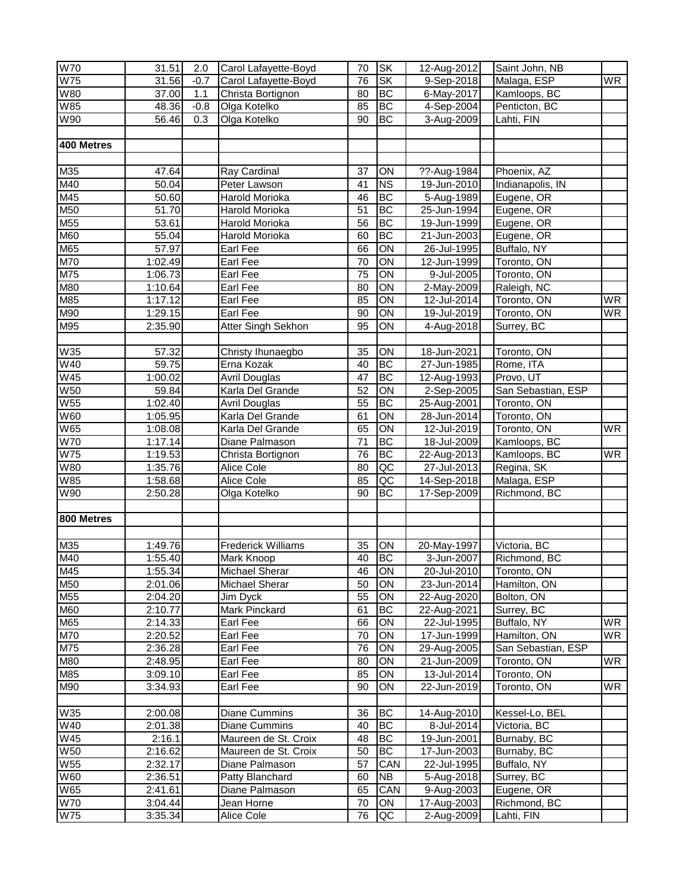| | | | | | | | | | |
|---|---|---|---|---|---|---|---|---|---|
| W70 | 31.51 | 2.0 | Carol Lafayette-Boyd | 70 | SK | 12-Aug-2012 | | Saint John, NB | |
| W75 | 31.56 | -0.7 | Carol Lafayette-Boyd | 76 | SK | 9-Sep-2018 | | Malaga, ESP | WR |
| W80 | 37.00 | 1.1 | Christa Bortignon | 80 | BC | 6-May-2017 | | Kamloops, BC | |
| W85 | 48.36 | -0.8 | Olga Kotelko | 85 | BC | 4-Sep-2004 | | Penticton, BC | |
| W90 | 56.46 | 0.3 | Olga Kotelko | 90 | BC | 3-Aug-2009 | | Lahti, FIN | |
| | | | | | | | | | |
| **400 Metres** | | | | | | | | | |
| | | | | | | | | | |
| M35 | 47.64 | | Ray Cardinal | 37 | ON | ??-Aug-1984 | | Phoenix, AZ | |
| M40 | 50.04 | | Peter Lawson | 41 | NS | 19-Jun-2010 | | Indianapolis, IN | |
| M45 | 50.60 | | Harold Morioka | 46 | BC | 5-Aug-1989 | | Eugene, OR | |
| M50 | 51.70 | | Harold Morioka | 51 | BC | 25-Jun-1994 | | Eugene, OR | |
| M55 | 53.61 | | Harold Morioka | 56 | BC | 19-Jun-1999 | | Eugene, OR | |
| M60 | 55.04 | | Harold Morioka | 60 | BC | 21-Jun-2003 | | Eugene, OR | |
| M65 | 57.97 | | Earl Fee | 66 | ON | 26-Jul-1995 | | Buffalo, NY | |
| M70 | 1:02.49 | | Earl Fee | 70 | ON | 12-Jun-1999 | | Toronto, ON | |
| M75 | 1:06.73 | | Earl Fee | 75 | ON | 9-Jul-2005 | | Toronto, ON | |
| M80 | 1:10.64 | | Earl Fee | 80 | ON | 2-May-2009 | | Raleigh, NC | |
| M85 | 1:17.12 | | Earl Fee | 85 | ON | 12-Jul-2014 | | Toronto, ON | WR |
| M90 | 1:29.15 | | Earl Fee | 90 | ON | 19-Jul-2019 | | Toronto, ON | WR |
| M95 | 2:35.90 | | Atter Singh Sekhon | 95 | ON | 4-Aug-2018 | | Surrey, BC | |
| | | | | | | | | | |
| W35 | 57.32 | | Christy Ihunaegbo | 35 | ON | 18-Jun-2021 | | Toronto, ON | |
| W40 | 59.75 | | Erna Kozak | 40 | BC | 27-Jun-1985 | | Rome, ITA | |
| W45 | 1:00.02 | | Avril Douglas | 47 | BC | 12-Aug-1993 | | Provo, UT | |
| W50 | 59.84 | | Karla Del Grande | 52 | ON | 2-Sep-2005 | | San Sebastian, ESP | |
| W55 | 1:02.40 | | Avril Douglas | 55 | BC | 25-Aug-2001 | | Toronto, ON | |
| W60 | 1:05.95 | | Karla Del Grande | 61 | ON | 28-Jun-2014 | | Toronto, ON | |
| W65 | 1:08.08 | | Karla Del Grande | 65 | ON | 12-Jul-2019 | | Toronto, ON | WR |
| W70 | 1:17.14 | | Diane Palmason | 71 | BC | 18-Jul-2009 | | Kamloops, BC | |
| W75 | 1:19.53 | | Christa Bortignon | 76 | BC | 22-Aug-2013 | | Kamloops, BC | WR |
| W80 | 1:35.76 | | Alice Cole | 80 | QC | 27-Jul-2013 | | Regina, SK | |
| W85 | 1:58.68 | | Alice Cole | 85 | QC | 14-Sep-2018 | | Malaga, ESP | |
| W90 | 2:50.28 | | Olga Kotelko | 90 | BC | 17-Sep-2009 | | Richmond, BC | |
| | | | | | | | | | |
| **800 Metres** | | | | | | | | | |
| | | | | | | | | | |
| M35 | 1:49.76 | | Frederick Williams | 35 | ON | 20-May-1997 | | Victoria, BC | |
| M40 | 1:55.40 | | Mark Knoop | 40 | BC | 3-Jun-2007 | | Richmond, BC | |
| M45 | 1:55.34 | | Michael Sherar | 46 | ON | 20-Jul-2010 | | Toronto, ON | |
| M50 | 2:01.06 | | Michael Sherar | 50 | ON | 23-Jun-2014 | | Hamilton, ON | |
| M55 | 2:04.20 | | Jim Dyck | 55 | ON | 22-Aug-2020 | | Bolton, ON | |
| M60 | 2:10.77 | | Mark Pinckard | 61 | BC | 22-Aug-2021 | | Surrey, BC | |
| M65 | 2:14.33 | | Earl Fee | 66 | ON | 22-Jul-1995 | | Buffalo, NY | WR |
| M70 | 2:20.52 | | Earl Fee | 70 | ON | 17-Jun-1999 | | Hamilton, ON | WR |
| M75 | 2:36.28 | | Earl Fee | 76 | ON | 29-Aug-2005 | | San Sebastian, ESP | |
| M80 | 2:48.95 | | Earl Fee | 80 | ON | 21-Jun-2009 | | Toronto, ON | WR |
| M85 | 3:09.10 | | Earl Fee | 85 | ON | 13-Jul-2014 | | Toronto, ON | |
| M90 | 3:34.93 | | Earl Fee | 90 | ON | 22-Jun-2019 | | Toronto, ON | WR |
| | | | | | | | | | |
| W35 | 2:00.08 | | Diane Cummins | 36 | BC | 14-Aug-2010 | | Kessel-Lo, BEL | |
| W40 | 2:01.38 | | Diane Cummins | 40 | BC | 8-Jul-2014 | | Victoria, BC | |
| W45 | 2:16.1 | | Maureen de St. Croix | 48 | BC | 19-Jun-2001 | | Burnaby, BC | |
| W50 | 2:16.62 | | Maureen de St. Croix | 50 | BC | 17-Jun-2003 | | Burnaby, BC | |
| W55 | 2:32.17 | | Diane Palmason | 57 | CAN | 22-Jul-1995 | | Buffalo, NY | |
| W60 | 2:36.51 | | Patty Blanchard | 60 | NB | 5-Aug-2018 | | Surrey, BC | |
| W65 | 2:41.61 | | Diane Palmason | 65 | CAN | 9-Aug-2003 | | Eugene, OR | |
| W70 | 3:04.44 | | Jean Horne | 70 | ON | 17-Aug-2003 | | Richmond, BC | |
| W75 | 3:35.34 | | Alice Cole | 76 | QC | 2-Aug-2009 | | Lahti, FIN | |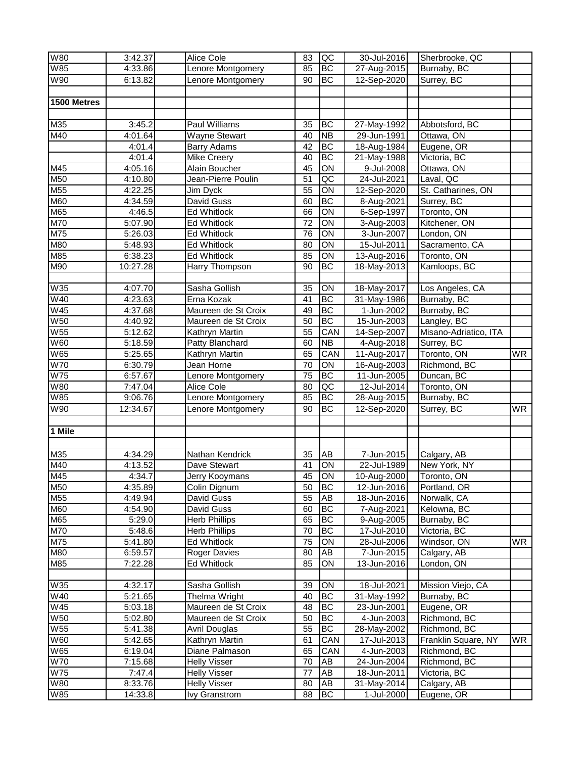| | | | | | | | | | |
|---|---|---|---|---|---|---|---|---|---|
| W80 | 3:42.37 | | Alice Cole | 83 | QC | 30-Jul-2016 | | Sherbrooke, QC | |
| W85 | 4:33.86 | | Lenore Montgomery | 85 | BC | 27-Aug-2015 | | Burnaby, BC | |
| W90 | 6:13.82 | | Lenore Montgomery | 90 | BC | 12-Sep-2020 | | Surrey, BC | |
| | | | | | | | | | |
| **1500 Metres** | | | | | | | | | |
| | | | | | | | | | |
| M35 | 3:45.2 | | Paul Williams | 35 | BC | 27-May-1992 | | Abbotsford, BC | |
| M40 | 4:01.64 | | Wayne Stewart | 40 | NB | 29-Jun-1991 | | Ottawa, ON | |
| | 4:01.4 | | Barry Adams | 42 | BC | 18-Aug-1984 | | Eugene, OR | |
| | 4:01.4 | | Mike Creery | 40 | BC | 21-May-1988 | | Victoria, BC | |
| M45 | 4:05.16 | | Alain Boucher | 45 | ON | 9-Jul-2008 | | Ottawa, ON | |
| M50 | 4:10.80 | | Jean-Pierre Poulin | 51 | QC | 24-Jul-2021 | | Laval, QC | |
| M55 | 4:22.25 | | Jim Dyck | 55 | ON | 12-Sep-2020 | | St. Catharines, ON | |
| M60 | 4:34.59 | | David Guss | 60 | BC | 8-Aug-2021 | | Surrey, BC | |
| M65 | 4:46.5 | | Ed Whitlock | 66 | ON | 6-Sep-1997 | | Toronto, ON | |
| M70 | 5:07.90 | | Ed Whitlock | 72 | ON | 3-Aug-2003 | | Kitchener, ON | |
| M75 | 5:26.03 | | Ed Whitlock | 76 | ON | 3-Jun-2007 | | London, ON | |
| M80 | 5:48.93 | | Ed Whitlock | 80 | ON | 15-Jul-2011 | | Sacramento, CA | |
| M85 | 6:38.23 | | Ed Whitlock | 85 | ON | 13-Aug-2016 | | Toronto, ON | |
| M90 | 10:27.28 | | Harry Thompson | 90 | BC | 18-May-2013 | | Kamloops, BC | |
| | | | | | | | | | |
| W35 | 4:07.70 | | Sasha Gollish | 35 | ON | 18-May-2017 | | Los Angeles, CA | |
| W40 | 4:23.63 | | Erna Kozak | 41 | BC | 31-May-1986 | | Burnaby, BC | |
| W45 | 4:37.68 | | Maureen de St Croix | 49 | BC | 1-Jun-2002 | | Burnaby, BC | |
| W50 | 4:40.92 | | Maureen de St Croix | 50 | BC | 15-Jun-2003 | | Langley, BC | |
| W55 | 5:12.62 | | Kathryn Martin | 55 | CAN | 14-Sep-2007 | | Misano-Adriatico, ITA | |
| W60 | 5:18.59 | | Patty Blanchard | 60 | NB | 4-Aug-2018 | | Surrey, BC | |
| W65 | 5:25.65 | | Kathryn Martin | 65 | CAN | 11-Aug-2017 | | Toronto, ON | WR |
| W70 | 6:30.79 | | Jean Horne | 70 | ON | 16-Aug-2003 | | Richmond, BC | |
| W75 | 6:57.67 | | Lenore Montgomery | 75 | BC | 11-Jun-2005 | | Duncan, BC | |
| W80 | 7:47.04 | | Alice Cole | 80 | QC | 12-Jul-2014 | | Toronto, ON | |
| W85 | 9:06.76 | | Lenore Montgomery | 85 | BC | 28-Aug-2015 | | Burnaby, BC | |
| W90 | 12:34.67 | | Lenore Montgomery | 90 | BC | 12-Sep-2020 | | Surrey, BC | WR |
| | | | | | | | | | |
| **1 Mile** | | | | | | | | | |
| | | | | | | | | | |
| M35 | 4:34.29 | | Nathan Kendrick | 35 | AB | 7-Jun-2015 | | Calgary, AB | |
| M40 | 4:13.52 | | Dave Stewart | 41 | ON | 22-Jul-1989 | | New York, NY | |
| M45 | 4:34.7 | | Jerry Kooymans | 45 | ON | 10-Aug-2000 | | Toronto, ON | |
| M50 | 4:35.89 | | Colin Dignum | 50 | BC | 12-Jun-2016 | | Portland, OR | |
| M55 | 4:49.94 | | David Guss | 55 | AB | 18-Jun-2016 | | Norwalk, CA | |
| M60 | 4:54.90 | | David Guss | 60 | BC | 7-Aug-2021 | | Kelowna, BC | |
| M65 | 5:29.0 | | Herb Phillips | 65 | BC | 9-Aug-2005 | | Burnaby, BC | |
| M70 | 5:48.6 | | Herb Phillips | 70 | BC | 17-Jul-2010 | | Victoria, BC | |
| M75 | 5:41.80 | | Ed Whitlock | 75 | ON | 28-Jul-2006 | | Windsor, ON | WR |
| M80 | 6:59.57 | | Roger Davies | 80 | AB | 7-Jun-2015 | | Calgary, AB | |
| M85 | 7:22.28 | | Ed Whitlock | 85 | ON | 13-Jun-2016 | | London, ON | |
| | | | | | | | | | |
| W35 | 4:32.17 | | Sasha Gollish | 39 | ON | 18-Jul-2021 | | Mission Viejo, CA | |
| W40 | 5:21.65 | | Thelma Wright | 40 | BC | 31-May-1992 | | Burnaby, BC | |
| W45 | 5:03.18 | | Maureen de St Croix | 48 | BC | 23-Jun-2001 | | Eugene, OR | |
| W50 | 5:02.80 | | Maureen de St Croix | 50 | BC | 4-Jun-2003 | | Richmond, BC | |
| W55 | 5:41.38 | | Avril Douglas | 55 | BC | 28-May-2002 | | Richmond, BC | |
| W60 | 5:42.65 | | Kathryn Martin | 61 | CAN | 17-Jul-2013 | | Franklin Square, NY | WR |
| W65 | 6:19.04 | | Diane Palmason | 65 | CAN | 4-Jun-2003 | | Richmond, BC | |
| W70 | 7:15.68 | | Helly Visser | 70 | AB | 24-Jun-2004 | | Richmond, BC | |
| W75 | 7:47.4 | | Helly Visser | 77 | AB | 18-Jun-2011 | | Victoria, BC | |
| W80 | 8:33.76 | | Helly Visser | 80 | AB | 31-May-2014 | | Calgary, AB | |
| W85 | 14:33.8 | | Ivy Granstrom | 88 | BC | 1-Jul-2000 | | Eugene, OR | |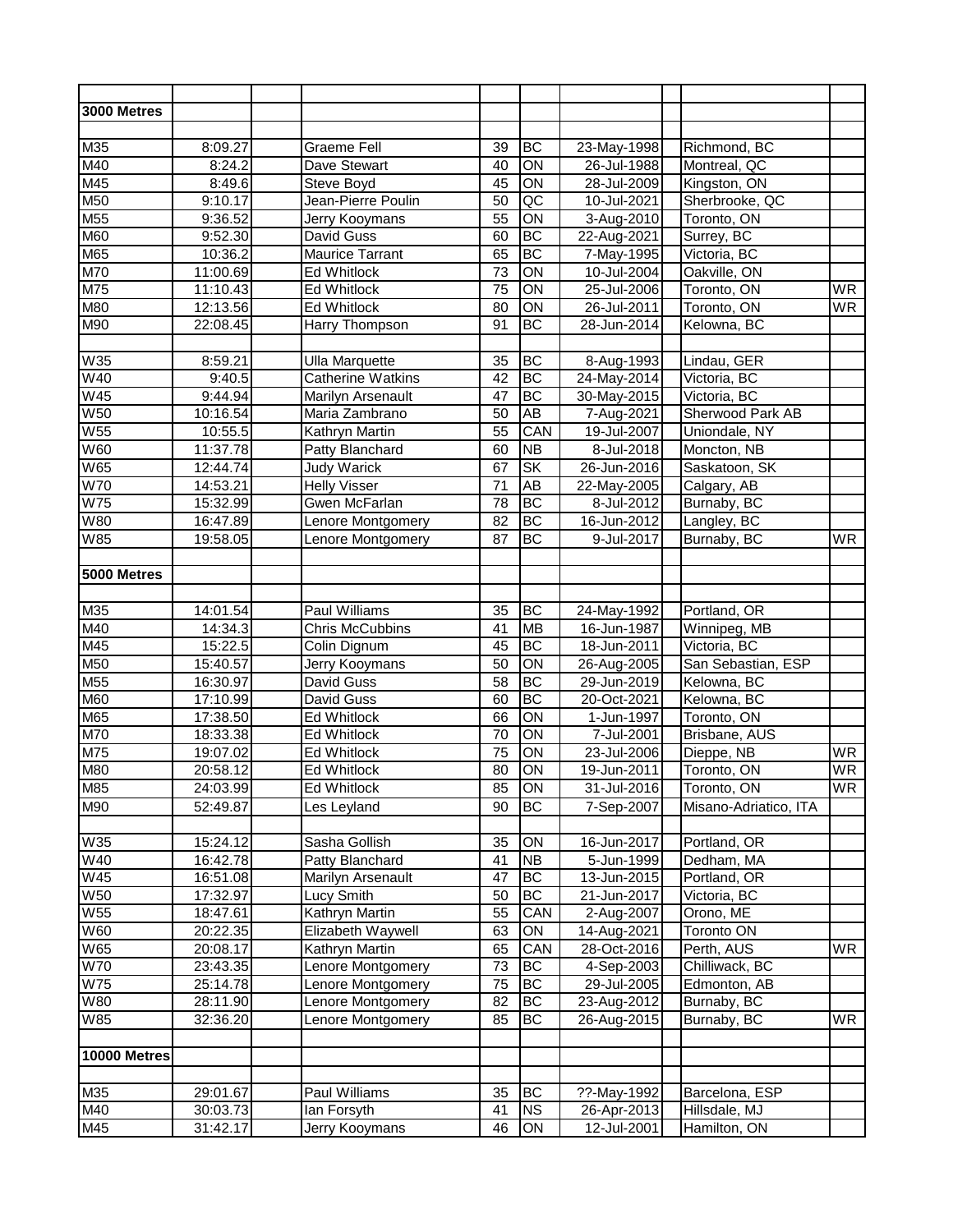| | | | | | | | | | |
|---|---|---|---|---|---|---|---|---|---|
| **3000 Metres** | | | | | | | | | |
| | | | | | | | | | |
| M35 | 8:09.27 | | Graeme Fell | 39 | BC | 23-May-1998 | | Richmond, BC | |
| M40 | 8:24.2 | | Dave Stewart | 40 | ON | 26-Jul-1988 | | Montreal, QC | |
| M45 | 8:49.6 | | Steve Boyd | 45 | ON | 28-Jul-2009 | | Kingston, ON | |
| M50 | 9:10.17 | | Jean-Pierre Poulin | 50 | QC | 10-Jul-2021 | | Sherbrooke, QC | |
| M55 | 9:36.52 | | Jerry Kooymans | 55 | ON | 3-Aug-2010 | | Toronto, ON | |
| M60 | 9:52.30 | | David Guss | 60 | BC | 22-Aug-2021 | | Surrey, BC | |
| M65 | 10:36.2 | | Maurice Tarrant | 65 | BC | 7-May-1995 | | Victoria, BC | |
| M70 | 11:00.69 | | Ed Whitlock | 73 | ON | 10-Jul-2004 | | Oakville, ON | |
| M75 | 11:10.43 | | Ed Whitlock | 75 | ON | 25-Jul-2006 | | Toronto, ON | WR |
| M80 | 12:13.56 | | Ed Whitlock | 80 | ON | 26-Jul-2011 | | Toronto, ON | WR |
| M90 | 22:08.45 | | Harry Thompson | 91 | BC | 28-Jun-2014 | | Kelowna, BC | |
| | | | | | | | | | |
| W35 | 8:59.21 | | Ulla Marquette | 35 | BC | 8-Aug-1993 | | Lindau, GER | |
| W40 | 9:40.5 | | Catherine Watkins | 42 | BC | 24-May-2014 | | Victoria, BC | |
| W45 | 9:44.94 | | Marilyn Arsenault | 47 | BC | 30-May-2015 | | Victoria, BC | |
| W50 | 10:16.54 | | Maria Zambrano | 50 | AB | 7-Aug-2021 | | Sherwood Park AB | |
| W55 | 10:55.5 | | Kathryn Martin | 55 | CAN | 19-Jul-2007 | | Uniondale, NY | |
| W60 | 11:37.78 | | Patty Blanchard | 60 | NB | 8-Jul-2018 | | Moncton, NB | |
| W65 | 12:44.74 | | Judy Warick | 67 | SK | 26-Jun-2016 | | Saskatoon, SK | |
| W70 | 14:53.21 | | Helly Visser | 71 | AB | 22-May-2005 | | Calgary, AB | |
| W75 | 15:32.99 | | Gwen McFarlan | 78 | BC | 8-Jul-2012 | | Burnaby, BC | |
| W80 | 16:47.89 | | Lenore Montgomery | 82 | BC | 16-Jun-2012 | | Langley, BC | |
| W85 | 19:58.05 | | Lenore Montgomery | 87 | BC | 9-Jul-2017 | | Burnaby, BC | WR |
| | | | | | | | | | |
| **5000 Metres** | | | | | | | | | |
| | | | | | | | | | |
| M35 | 14:01.54 | | Paul Williams | 35 | BC | 24-May-1992 | | Portland, OR | |
| M40 | 14:34.3 | | Chris McCubbins | 41 | MB | 16-Jun-1987 | | Winnipeg, MB | |
| M45 | 15:22.5 | | Colin Dignum | 45 | BC | 18-Jun-2011 | | Victoria, BC | |
| M50 | 15:40.57 | | Jerry Kooymans | 50 | ON | 26-Aug-2005 | | San Sebastian, ESP | |
| M55 | 16:30.97 | | David Guss | 58 | BC | 29-Jun-2019 | | Kelowna, BC | |
| M60 | 17:10.99 | | David Guss | 60 | BC | 20-Oct-2021 | | Kelowna, BC | |
| M65 | 17:38.50 | | Ed Whitlock | 66 | ON | 1-Jun-1997 | | Toronto, ON | |
| M70 | 18:33.38 | | Ed Whitlock | 70 | ON | 7-Jul-2001 | | Brisbane, AUS | |
| M75 | 19:07.02 | | Ed Whitlock | 75 | ON | 23-Jul-2006 | | Dieppe, NB | WR |
| M80 | 20:58.12 | | Ed Whitlock | 80 | ON | 19-Jun-2011 | | Toronto, ON | WR |
| M85 | 24:03.99 | | Ed Whitlock | 85 | ON | 31-Jul-2016 | | Toronto, ON | WR |
| M90 | 52:49.87 | | Les Leyland | 90 | BC | 7-Sep-2007 | | Misano-Adriatico, ITA | |
| | | | | | | | | | |
| W35 | 15:24.12 | | Sasha Gollish | 35 | ON | 16-Jun-2017 | | Portland, OR | |
| W40 | 16:42.78 | | Patty Blanchard | 41 | NB | 5-Jun-1999 | | Dedham, MA | |
| W45 | 16:51.08 | | Marilyn Arsenault | 47 | BC | 13-Jun-2015 | | Portland, OR | |
| W50 | 17:32.97 | | Lucy Smith | 50 | BC | 21-Jun-2017 | | Victoria, BC | |
| W55 | 18:47.61 | | Kathryn Martin | 55 | CAN | 2-Aug-2007 | | Orono, ME | |
| W60 | 20:22.35 | | Elizabeth Waywell | 63 | ON | 14-Aug-2021 | | Toronto ON | |
| W65 | 20:08.17 | | Kathryn Martin | 65 | CAN | 28-Oct-2016 | | Perth, AUS | WR |
| W70 | 23:43.35 | | Lenore Montgomery | 73 | BC | 4-Sep-2003 | | Chilliwack, BC | |
| W75 | 25:14.78 | | Lenore Montgomery | 75 | BC | 29-Jul-2005 | | Edmonton, AB | |
| W80 | 28:11.90 | | Lenore Montgomery | 82 | BC | 23-Aug-2012 | | Burnaby, BC | |
| W85 | 32:36.20 | | Lenore Montgomery | 85 | BC | 26-Aug-2015 | | Burnaby, BC | WR |
| | | | | | | | | | |
| **10000 Metres** | | | | | | | | | |
| | | | | | | | | | |
| M35 | 29:01.67 | | Paul Williams | 35 | BC | ??-May-1992 | | Barcelona, ESP | |
| M40 | 30:03.73 | | Ian Forsyth | 41 | NS | 26-Apr-2013 | | Hillsdale, MJ | |
| M45 | 31:42.17 | | Jerry Kooymans | 46 | ON | 12-Jul-2001 | | Hamilton, ON | |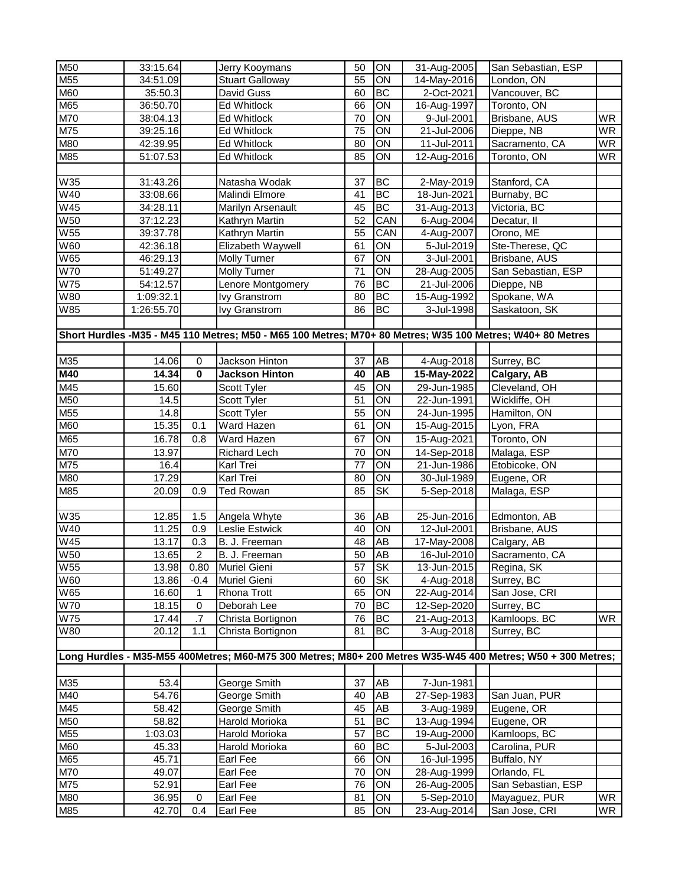| | | | | | | | | | |
|---|---|---|---|---|---|---|---|---|---|
| M50 | 33:15.64 | | Jerry Kooymans | 50 | ON | 31-Aug-2005 | | San Sebastian, ESP | |
| M55 | 34:51.09 | | Stuart Galloway | 55 | ON | 14-May-2016 | | London, ON | |
| M60 | 35:50.3 | | David Guss | 60 | BC | 2-Oct-2021 | | Vancouver, BC | |
| M65 | 36:50.70 | | Ed Whitlock | 66 | ON | 16-Aug-1997 | | Toronto, ON | |
| M70 | 38:04.13 | | Ed Whitlock | 70 | ON | 9-Jul-2001 | | Brisbane, AUS | WR |
| M75 | 39:25.16 | | Ed Whitlock | 75 | ON | 21-Jul-2006 | | Dieppe, NB | WR |
| M80 | 42:39.95 | | Ed Whitlock | 80 | ON | 11-Jul-2011 | | Sacramento, CA | WR |
| M85 | 51:07.53 | | Ed Whitlock | 85 | ON | 12-Aug-2016 | | Toronto, ON | WR |
| | | | | | | | | | |
| W35 | 31:43.26 | | Natasha Wodak | 37 | BC | 2-May-2019 | | Stanford, CA | |
| W40 | 33:08.66 | | Malindi Elmore | 41 | BC | 18-Jun-2021 | | Burnaby, BC | |
| W45 | 34:28.11 | | Marilyn Arsenault | 45 | BC | 31-Aug-2013 | | Victoria, BC | |
| W50 | 37:12.23 | | Kathryn Martin | 52 | CAN | 6-Aug-2004 | | Decatur, Il | |
| W55 | 39:37.78 | | Kathryn Martin | 55 | CAN | 4-Aug-2007 | | Orono, ME | |
| W60 | 42:36.18 | | Elizabeth Waywell | 61 | ON | 5-Jul-2019 | | Ste-Therese, QC | |
| W65 | 46:29.13 | | Molly Turner | 67 | ON | 3-Jul-2001 | | Brisbane, AUS | |
| W70 | 51:49.27 | | Molly Turner | 71 | ON | 28-Aug-2005 | | San Sebastian, ESP | |
| W75 | 54:12.57 | | Lenore Montgomery | 76 | BC | 21-Jul-2006 | | Dieppe, NB | |
| W80 | 1:09:32.1 | | Ivy Granstrom | 80 | BC | 15-Aug-1992 | | Spokane, WA | |
| W85 | 1:26:55.70 | | Ivy Granstrom | 86 | BC | 3-Jul-1998 | | Saskatoon, SK | |
| | | | | | | | | | |
| **Short Hurdles -M35 - M45 110 Metres; M50 - M65 100 Metres; M70+ 80 Metres; W35 100 Metres; W40+ 80 Metres** | | | | | | | | | |
| | | | | | | | | | |
| M35 | 14.06 | 0 | Jackson Hinton | 37 | AB | 4-Aug-2018 | | Surrey, BC | |
| **M40** | **14.34** | **0** | **Jackson Hinton** | **40** | **AB** | **15-May-2022** | | **Calgary, AB** | |
| M45 | 15.60 | | Scott Tyler | 45 | ON | 29-Jun-1985 | | Cleveland, OH | |
| M50 | 14.5 | | Scott Tyler | 51 | ON | 22-Jun-1991 | | Wickliffe, OH | |
| M55 | 14.8 | | Scott Tyler | 55 | ON | 24-Jun-1995 | | Hamilton, ON | |
| M60 | 15.35 | 0.1 | Ward Hazen | 61 | ON | 15-Aug-2015 | | Lyon, FRA | |
| M65 | 16.78 | 0.8 | Ward Hazen | 67 | ON | 15-Aug-2021 | | Toronto, ON | |
| M70 | 13.97 | | Richard Lech | 70 | ON | 14-Sep-2018 | | Malaga, ESP | |
| M75 | 16.4 | | Karl Trei | 77 | ON | 21-Jun-1986 | | Etobicoke, ON | |
| M80 | 17.29 | | Karl Trei | 80 | ON | 30-Jul-1989 | | Eugene, OR | |
| M85 | 20.09 | 0.9 | Ted Rowan | 85 | SK | 5-Sep-2018 | | Malaga, ESP | |
| | | | | | | | | | |
| W35 | 12.85 | 1.5 | Angela Whyte | 36 | AB | 25-Jun-2016 | | Edmonton, AB | |
| W40 | 11.25 | 0.9 | Leslie Estwick | 40 | ON | 12-Jul-2001 | | Brisbane, AUS | |
| W45 | 13.17 | 0.3 | B. J. Freeman | 48 | AB | 17-May-2008 | | Calgary, AB | |
| W50 | 13.65 | 2 | B. J. Freeman | 50 | AB | 16-Jul-2010 | | Sacramento, CA | |
| W55 | 13.98 | 0.80 | Muriel Gieni | 57 | SK | 13-Jun-2015 | | Regina, SK | |
| W60 | 13.86 | -0.4 | Muriel Gieni | 60 | SK | 4-Aug-2018 | | Surrey, BC | |
| W65 | 16.60 | 1 | Rhona Trott | 65 | ON | 22-Aug-2014 | | San Jose, CRI | |
| W70 | 18.15 | 0 | Deborah Lee | 70 | BC | 12-Sep-2020 | | Surrey, BC | |
| W75 | 17.44 | .7 | Christa Bortignon | 76 | BC | 21-Aug-2013 | | Kamloops. BC | WR |
| W80 | 20.12 | 1.1 | Christa Bortignon | 81 | BC | 3-Aug-2018 | | Surrey, BC | |
| | | | | | | | | | |
| **Long Hurdles - M35-M55 400Metres; M60-M75 300 Metres; M80+ 200 Metres W35-W45 400 Metres; W50 + 300 Metres;** | | | | | | | | | |
| | | | | | | | | | |
| M35 | 53.4 | | George Smith | 37 | AB | 7-Jun-1981 | | | |
| M40 | 54.76 | | George Smith | 40 | AB | 27-Sep-1983 | | San Juan, PUR | |
| M45 | 58.42 | | George Smith | 45 | AB | 3-Aug-1989 | | Eugene, OR | |
| M50 | 58.82 | | Harold Morioka | 51 | BC | 13-Aug-1994 | | Eugene, OR | |
| M55 | 1:03.03 | | Harold Morioka | 57 | BC | 19-Aug-2000 | | Kamloops, BC | |
| M60 | 45.33 | | Harold Morioka | 60 | BC | 5-Jul-2003 | | Carolina, PUR | |
| M65 | 45.71 | | Earl Fee | 66 | ON | 16-Jul-1995 | | Buffalo, NY | |
| M70 | 49.07 | | Earl Fee | 70 | ON | 28-Aug-1999 | | Orlando, FL | |
| M75 | 52.91 | | Earl Fee | 76 | ON | 26-Aug-2005 | | San Sebastian, ESP | |
| M80 | 36.95 | 0 | Earl Fee | 81 | ON | 5-Sep-2010 | | Mayaguez, PUR | WR |
| M85 | 42.70 | 0.4 | Earl Fee | 85 | ON | 23-Aug-2014 | | San Jose, CRI | WR |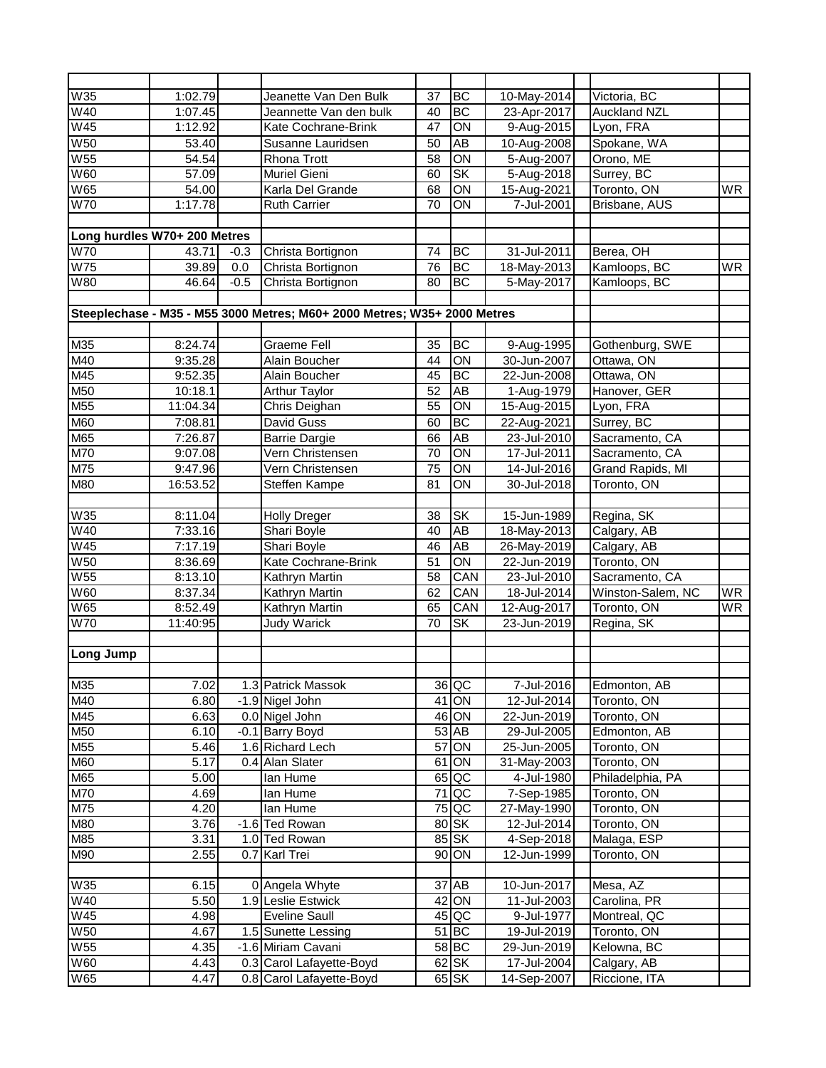| | | | | | | | | | |
|---|---|---|---|---|---|---|---|---|---|
| W35 | 1:02.79 | | Jeanette Van Den Bulk | 37 | BC | 10-May-2014 | | Victoria, BC | |
| W40 | 1:07.45 | | Jeannette Van den bulk | 40 | BC | 23-Apr-2017 | | Auckland NZL | |
| W45 | 1:12.92 | | Kate Cochrane-Brink | 47 | ON | 9-Aug-2015 | | Lyon, FRA | |
| W50 | 53.40 | | Susanne Lauridsen | 50 | AB | 10-Aug-2008 | | Spokane, WA | |
| W55 | 54.54 | | Rhona Trott | 58 | ON | 5-Aug-2007 | | Orono, ME | |
| W60 | 57.09 | | Muriel Gieni | 60 | SK | 5-Aug-2018 | | Surrey, BC | |
| W65 | 54.00 | | Karla Del Grande | 68 | ON | 15-Aug-2021 | | Toronto, ON | WR |
| W70 | 1:17.78 | | Ruth Carrier | 70 | ON | 7-Jul-2001 | | Brisbane, AUS | |
| | | | | | | | | | |
| **Long hurdles W70+ 200 Metres** | | | | | | | | | |
| W70 | 43.71 | -0.3 | Christa Bortignon | 74 | BC | 31-Jul-2011 | | Berea, OH | |
| W75 | 39.89 | 0.0 | Christa Bortignon | 76 | BC | 18-May-2013 | | Kamloops, BC | WR |
| W80 | 46.64 | -0.5 | Christa Bortignon | 80 | BC | 5-May-2017 | | Kamloops, BC | |
| | | | | | | | | | |
| **Steeplechase - M35 - M55 3000 Metres; M60+ 2000 Metres; W35+ 2000 Metres** | | | | | | | | | |
| | | | | | | | | | |
| M35 | 8:24.74 | | Graeme Fell | 35 | BC | 9-Aug-1995 | | Gothenburg, SWE | |
| M40 | 9:35.28 | | Alain Boucher | 44 | ON | 30-Jun-2007 | | Ottawa, ON | |
| M45 | 9:52.35 | | Alain Boucher | 45 | BC | 22-Jun-2008 | | Ottawa, ON | |
| M50 | 10:18.1 | | Arthur Taylor | 52 | AB | 1-Aug-1979 | | Hanover, GER | |
| M55 | 11:04.34 | | Chris Deighan | 55 | ON | 15-Aug-2015 | | Lyon, FRA | |
| M60 | 7:08.81 | | David Guss | 60 | BC | 22-Aug-2021 | | Surrey, BC | |
| M65 | 7:26.87 | | Barrie Dargie | 66 | AB | 23-Jul-2010 | | Sacramento, CA | |
| M70 | 9:07.08 | | Vern Christensen | 70 | ON | 17-Jul-2011 | | Sacramento, CA | |
| M75 | 9:47.96 | | Vern Christensen | 75 | ON | 14-Jul-2016 | | Grand Rapids, MI | |
| M80 | 16:53.52 | | Steffen Kampe | 81 | ON | 30-Jul-2018 | | Toronto, ON | |
| | | | | | | | | | |
| W35 | 8:11.04 | | Holly Dreger | 38 | SK | 15-Jun-1989 | | Regina, SK | |
| W40 | 7:33.16 | | Shari Boyle | 40 | AB | 18-May-2013 | | Calgary, AB | |
| W45 | 7:17.19 | | Shari Boyle | 46 | AB | 26-May-2019 | | Calgary, AB | |
| W50 | 8:36.69 | | Kate Cochrane-Brink | 51 | ON | 22-Jun-2019 | | Toronto, ON | |
| W55 | 8:13.10 | | Kathryn Martin | 58 | CAN | 23-Jul-2010 | | Sacramento, CA | |
| W60 | 8:37.34 | | Kathryn Martin | 62 | CAN | 18-Jul-2014 | | Winston-Salem, NC | WR |
| W65 | 8:52.49 | | Kathryn Martin | 65 | CAN | 12-Aug-2017 | | Toronto, ON | WR |
| W70 | 11:40.95 | | Judy Warick | 70 | SK | 23-Jun-2019 | | Regina, SK | |
| | | | | | | | | | |
| **Long Jump** | | | | | | | | | |
| | | | | | | | | | |
| M35 | 7.02 | 1.3 | Patrick Massok | 36 | QC | 7-Jul-2016 | | Edmonton, AB | |
| M40 | 6.80 | -1.9 | Nigel John | 41 | ON | 12-Jul-2014 | | Toronto, ON | |
| M45 | 6.63 | 0.0 | Nigel John | 46 | ON | 22-Jun-2019 | | Toronto, ON | |
| M50 | 6.10 | -0.1 | Barry Boyd | 53 | AB | 29-Jul-2005 | | Edmonton, AB | |
| M55 | 5.46 | 1.6 | Richard Lech | 57 | ON | 25-Jun-2005 | | Toronto, ON | |
| M60 | 5.17 | 0.4 | Alan Slater | 61 | ON | 31-May-2003 | | Toronto, ON | |
| M65 | 5.00 | | Ian Hume | 65 | QC | 4-Jul-1980 | | Philadelphia, PA | |
| M70 | 4.69 | | Ian Hume | 71 | QC | 7-Sep-1985 | | Toronto, ON | |
| M75 | 4.20 | | Ian Hume | 75 | QC | 27-May-1990 | | Toronto, ON | |
| M80 | 3.76 | -1.6 | Ted Rowan | 80 | SK | 12-Jul-2014 | | Toronto, ON | |
| M85 | 3.31 | 1.0 | Ted Rowan | 85 | SK | 4-Sep-2018 | | Malaga, ESP | |
| M90 | 2.55 | 0.7 | Karl Trei | 90 | ON | 12-Jun-1999 | | Toronto, ON | |
| | | | | | | | | | |
| W35 | 6.15 | 0 | Angela Whyte | 37 | AB | 10-Jun-2017 | | Mesa, AZ | |
| W40 | 5.50 | 1.9 | Leslie Estwick | 42 | ON | 11-Jul-2003 | | Carolina, PR | |
| W45 | 4.98 | | Eveline Saull | 45 | QC | 9-Jul-1977 | | Montreal, QC | |
| W50 | 4.67 | 1.5 | Sunette Lessing | 51 | BC | 19-Jul-2019 | | Toronto, ON | |
| W55 | 4.35 | -1.6 | Miriam Cavani | 58 | BC | 29-Jun-2019 | | Kelowna, BC | |
| W60 | 4.43 | 0.3 | Carol Lafayette-Boyd | 62 | SK | 17-Jul-2004 | | Calgary, AB | |
| W65 | 4.47 | 0.8 | Carol Lafayette-Boyd | 65 | SK | 14-Sep-2007 | | Riccione, ITA | |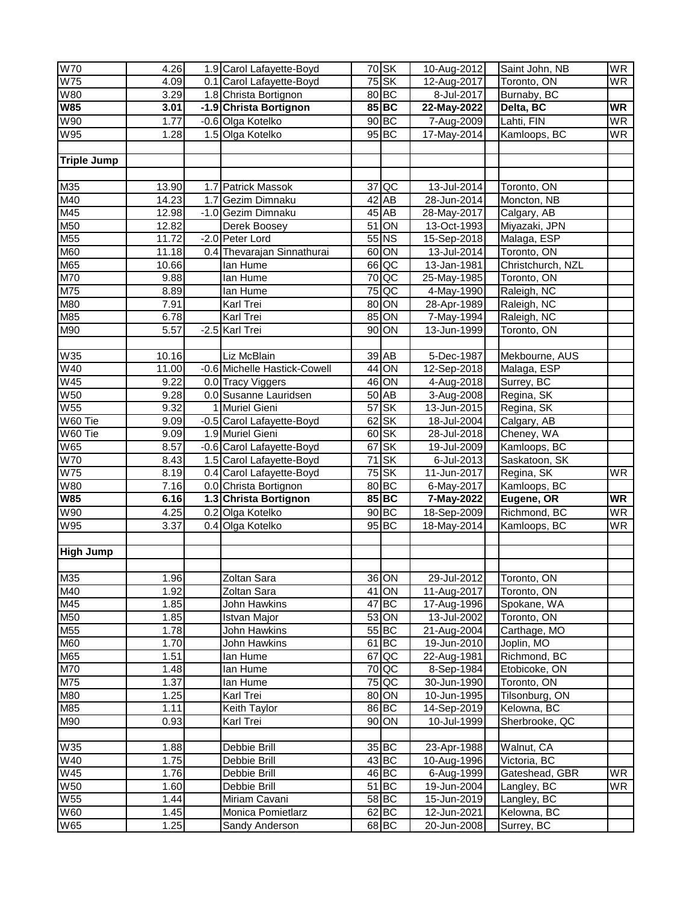| | | | | | | | | | |
|---|---|---|---|---|---|---|---|---|---|
| W70 | 4.26 | 1.9 | Carol Lafayette-Boyd | 70 | SK | 10-Aug-2012 | | Saint John, NB | WR |
| W75 | 4.09 | 0.1 | Carol Lafayette-Boyd | 75 | SK | 12-Aug-2017 | | Toronto, ON | WR |
| W80 | 3.29 | 1.8 | Christa Bortignon | 80 | BC | 8-Jul-2017 | | Burnaby, BC | |
| **W85** | **3.01** | **-1.9** | **Christa Bortignon** | **85** | **BC** | **22-May-2022** | | **Delta, BC** | **WR** |
| W90 | 1.77 | -0.6 | Olga Kotelko | 90 | BC | 7-Aug-2009 | | Lahti, FIN | WR |
| W95 | 1.28 | 1.5 | Olga Kotelko | 95 | BC | 17-May-2014 | | Kamloops, BC | WR |
| | | | | | | | | | |
| **Triple Jump** | | | | | | | | | |
| | | | | | | | | | |
| M35 | 13.90 | 1.7 | Patrick Massok | 37 | QC | 13-Jul-2014 | | Toronto, ON | |
| M40 | 14.23 | 1.7 | Gezim Dimnaku | 42 | AB | 28-Jun-2014 | | Moncton, NB | |
| M45 | 12.98 | -1.0 | Gezim Dimnaku | 45 | AB | 28-May-2017 | | Calgary, AB | |
| M50 | 12.82 | | Derek Boosey | 51 | ON | 13-Oct-1993 | | Miyazaki, JPN | |
| M55 | 11.72 | -2.0 | Peter Lord | 55 | NS | 15-Sep-2018 | | Malaga, ESP | |
| M60 | 11.18 | 0.4 | Thevarajan Sinnathurai | 60 | ON | 13-Jul-2014 | | Toronto, ON | |
| M65 | 10.66 | | Ian Hume | 66 | QC | 13-Jan-1981 | | Christchurch, NZL | |
| M70 | 9.88 | | Ian Hume | 70 | QC | 25-May-1985 | | Toronto, ON | |
| M75 | 8.89 | | Ian Hume | 75 | QC | 4-May-1990 | | Raleigh, NC | |
| M80 | 7.91 | | Karl Trei | 80 | ON | 28-Apr-1989 | | Raleigh, NC | |
| M85 | 6.78 | | Karl Trei | 85 | ON | 7-May-1994 | | Raleigh, NC | |
| M90 | 5.57 | -2.5 | Karl Trei | 90 | ON | 13-Jun-1999 | | Toronto, ON | |
| | | | | | | | | | |
| W35 | 10.16 | | Liz McBlain | 39 | AB | 5-Dec-1987 | | Mekbourne, AUS | |
| W40 | 11.00 | -0.6 | Michelle Hastick-Cowell | 44 | ON | 12-Sep-2018 | | Malaga, ESP | |
| W45 | 9.22 | 0.0 | Tracy Viggers | 46 | ON | 4-Aug-2018 | | Surrey, BC | |
| W50 | 9.28 | 0.0 | Susanne Lauridsen | 50 | AB | 3-Aug-2008 | | Regina, SK | |
| W55 | 9.32 | 1 | Muriel Gieni | 57 | SK | 13-Jun-2015 | | Regina, SK | |
| W60 Tie | 9.09 | -0.5 | Carol Lafayette-Boyd | 62 | SK | 18-Jul-2004 | | Calgary, AB | |
| W60 Tie | 9.09 | 1.9 | Muriel Gieni | 60 | SK | 28-Jul-2018 | | Cheney, WA | |
| W65 | 8.57 | -0.6 | Carol Lafayette-Boyd | 67 | SK | 19-Jul-2009 | | Kamloops, BC | |
| W70 | 8.43 | 1.5 | Carol Lafayette-Boyd | 71 | SK | 6-Jul-2013 | | Saskatoon, SK | |
| W75 | 8.19 | 0.4 | Carol Lafayette-Boyd | 75 | SK | 11-Jun-2017 | | Regina, SK | WR |
| W80 | 7.16 | 0.0 | Christa Bortignon | 80 | BC | 6-May-2017 | | Kamloops, BC | |
| **W85** | **6.16** | **1.3** | **Christa Bortignon** | **85** | **BC** | **7-May-2022** | | **Eugene, OR** | **WR** |
| W90 | 4.25 | 0.2 | Olga Kotelko | 90 | BC | 18-Sep-2009 | | Richmond, BC | WR |
| W95 | 3.37 | 0.4 | Olga Kotelko | 95 | BC | 18-May-2014 | | Kamloops, BC | WR |
| | | | | | | | | | |
| **High Jump** | | | | | | | | | |
| | | | | | | | | | |
| M35 | 1.96 | | Zoltan Sara | 36 | ON | 29-Jul-2012 | | Toronto, ON | |
| M40 | 1.92 | | Zoltan Sara | 41 | ON | 11-Aug-2017 | | Toronto, ON | |
| M45 | 1.85 | | John Hawkins | 47 | BC | 17-Aug-1996 | | Spokane, WA | |
| M50 | 1.85 | | Istvan Major | 53 | ON | 13-Jul-2002 | | Toronto, ON | |
| M55 | 1.78 | | John Hawkins | 55 | BC | 21-Aug-2004 | | Carthage, MO | |
| M60 | 1.70 | | John Hawkins | 61 | BC | 19-Jun-2010 | | Joplin, MO | |
| M65 | 1.51 | | Ian Hume | 67 | QC | 22-Aug-1981 | | Richmond, BC | |
| M70 | 1.48 | | Ian Hume | 70 | QC | 8-Sep-1984 | | Etobicoke, ON | |
| M75 | 1.37 | | Ian Hume | 75 | QC | 30-Jun-1990 | | Toronto, ON | |
| M80 | 1.25 | | Karl Trei | 80 | ON | 10-Jun-1995 | | Tilsonburg, ON | |
| M85 | 1.11 | | Keith Taylor | 86 | BC | 14-Sep-2019 | | Kelowna, BC | |
| M90 | 0.93 | | Karl Trei | 90 | ON | 10-Jul-1999 | | Sherbrooke, QC | |
| | | | | | | | | | |
| W35 | 1.88 | | Debbie Brill | 35 | BC | 23-Apr-1988 | | Walnut, CA | |
| W40 | 1.75 | | Debbie Brill | 43 | BC | 10-Aug-1996 | | Victoria, BC | |
| W45 | 1.76 | | Debbie Brill | 46 | BC | 6-Aug-1999 | | Gateshead, GBR | WR |
| W50 | 1.60 | | Debbie Brill | 51 | BC | 19-Jun-2004 | | Langley, BC | WR |
| W55 | 1.44 | | Miriam Cavani | 58 | BC | 15-Jun-2019 | | Langley, BC | |
| W60 | 1.45 | | Monica Pomietlarz | 62 | BC | 12-Jun-2021 | | Kelowna, BC | |
| W65 | 1.25 | | Sandy Anderson | 68 | BC | 20-Jun-2008 | | Surrey, BC | |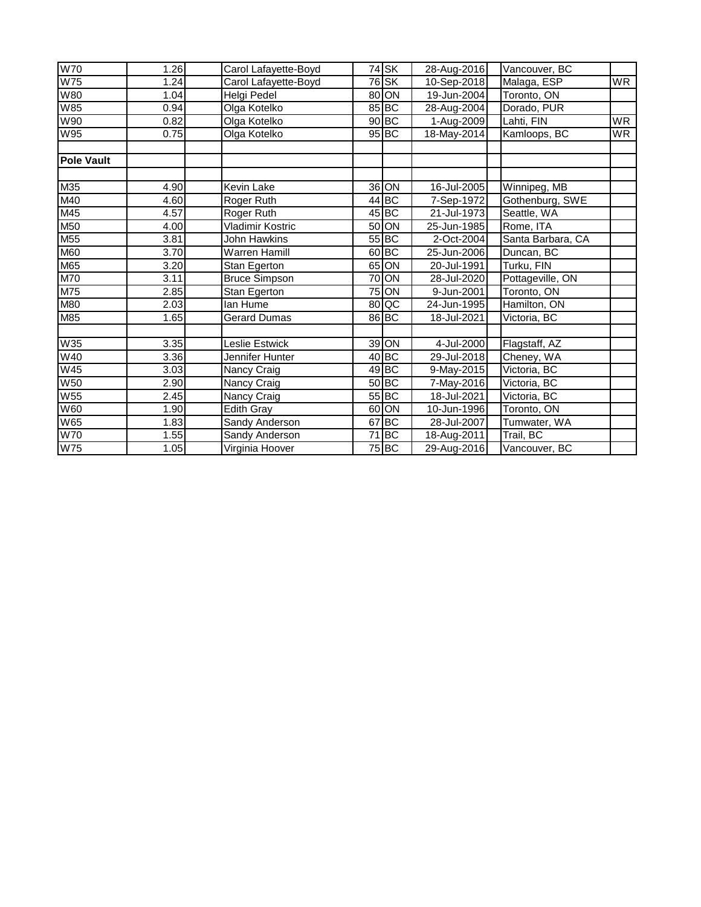| | | | | | | | | | |
|---|---|---|---|---|---|---|---|---|---|
| W70 | 1.26 | | Carol Lafayette-Boyd | 74 | SK | 28-Aug-2016 | | Vancouver, BC | |
| W75 | 1.24 | | Carol Lafayette-Boyd | 76 | SK | 10-Sep-2018 | | Malaga, ESP | WR |
| W80 | 1.04 | | Helgi Pedel | 80 | ON | 19-Jun-2004 | | Toronto, ON | |
| W85 | 0.94 | | Olga Kotelko | 85 | BC | 28-Aug-2004 | | Dorado, PUR | |
| W90 | 0.82 | | Olga Kotelko | 90 | BC | 1-Aug-2009 | | Lahti, FIN | WR |
| W95 | 0.75 | | Olga Kotelko | 95 | BC | 18-May-2014 | | Kamloops, BC | WR |
| | | | | | | | | | |
| **Pole Vault** | | | | | | | | | |
| | | | | | | | | | |
| M35 | 4.90 | | Kevin Lake | 36 | ON | 16-Jul-2005 | | Winnipeg, MB | |
| M40 | 4.60 | | Roger Ruth | 44 | BC | 7-Sep-1972 | | Gothenburg, SWE | |
| M45 | 4.57 | | Roger Ruth | 45 | BC | 21-Jul-1973 | | Seattle, WA | |
| M50 | 4.00 | | Vladimir Kostric | 50 | ON | 25-Jun-1985 | | Rome, ITA | |
| M55 | 3.81 | | John Hawkins | 55 | BC | 2-Oct-2004 | | Santa Barbara, CA | |
| M60 | 3.70 | | Warren Hamill | 60 | BC | 25-Jun-2006 | | Duncan, BC | |
| M65 | 3.20 | | Stan Egerton | 65 | ON | 20-Jul-1991 | | Turku, FIN | |
| M70 | 3.11 | | Bruce Simpson | 70 | ON | 28-Jul-2020 | | Pottageville, ON | |
| M75 | 2.85 | | Stan Egerton | 75 | ON | 9-Jun-2001 | | Toronto, ON | |
| M80 | 2.03 | | Ian Hume | 80 | QC | 24-Jun-1995 | | Hamilton, ON | |
| M85 | 1.65 | | Gerard Dumas | 86 | BC | 18-Jul-2021 | | Victoria, BC | |
| | | | | | | | | | |
| W35 | 3.35 | | Leslie Estwick | 39 | ON | 4-Jul-2000 | | Flagstaff, AZ | |
| W40 | 3.36 | | Jennifer Hunter | 40 | BC | 29-Jul-2018 | | Cheney, WA | |
| W45 | 3.03 | | Nancy Craig | 49 | BC | 9-May-2015 | | Victoria, BC | |
| W50 | 2.90 | | Nancy Craig | 50 | BC | 7-May-2016 | | Victoria, BC | |
| W55 | 2.45 | | Nancy Craig | 55 | BC | 18-Jul-2021 | | Victoria, BC | |
| W60 | 1.90 | | Edith Gray | 60 | ON | 10-Jun-1996 | | Toronto, ON | |
| W65 | 1.83 | | Sandy Anderson | 67 | BC | 28-Jul-2007 | | Tumwater, WA | |
| W70 | 1.55 | | Sandy Anderson | 71 | BC | 18-Aug-2011 | | Trail, BC | |
| W75 | 1.05 | | Virginia Hoover | 75 | BC | 29-Aug-2016 | | Vancouver, BC | |